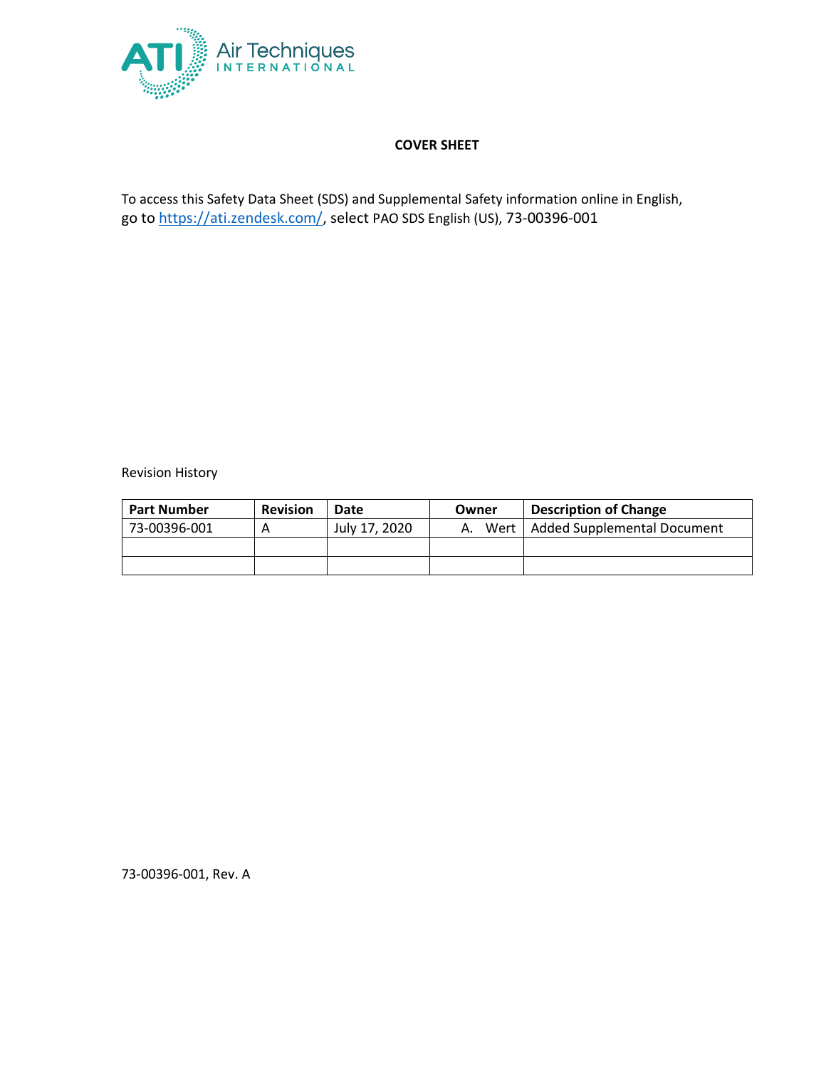ATI Air Techniques INTERNATIONAL

**COVER SHEET**

To access this Safety Data Sheet (SDS) and Supplemental Safety information online in English, go to https://ati.zendesk.com/, select PAO SDS English (US), 73-00396-001

Revision History

| Part Number | Revision | Date | Owner | Description of Change |
|---|---|---|---|---|
| 73-00396-001 | A | July 17, 2020 | A. Wert | Added Supplemental Document |
| | | | | |
| | | | | |

73-00396-001, Rev. A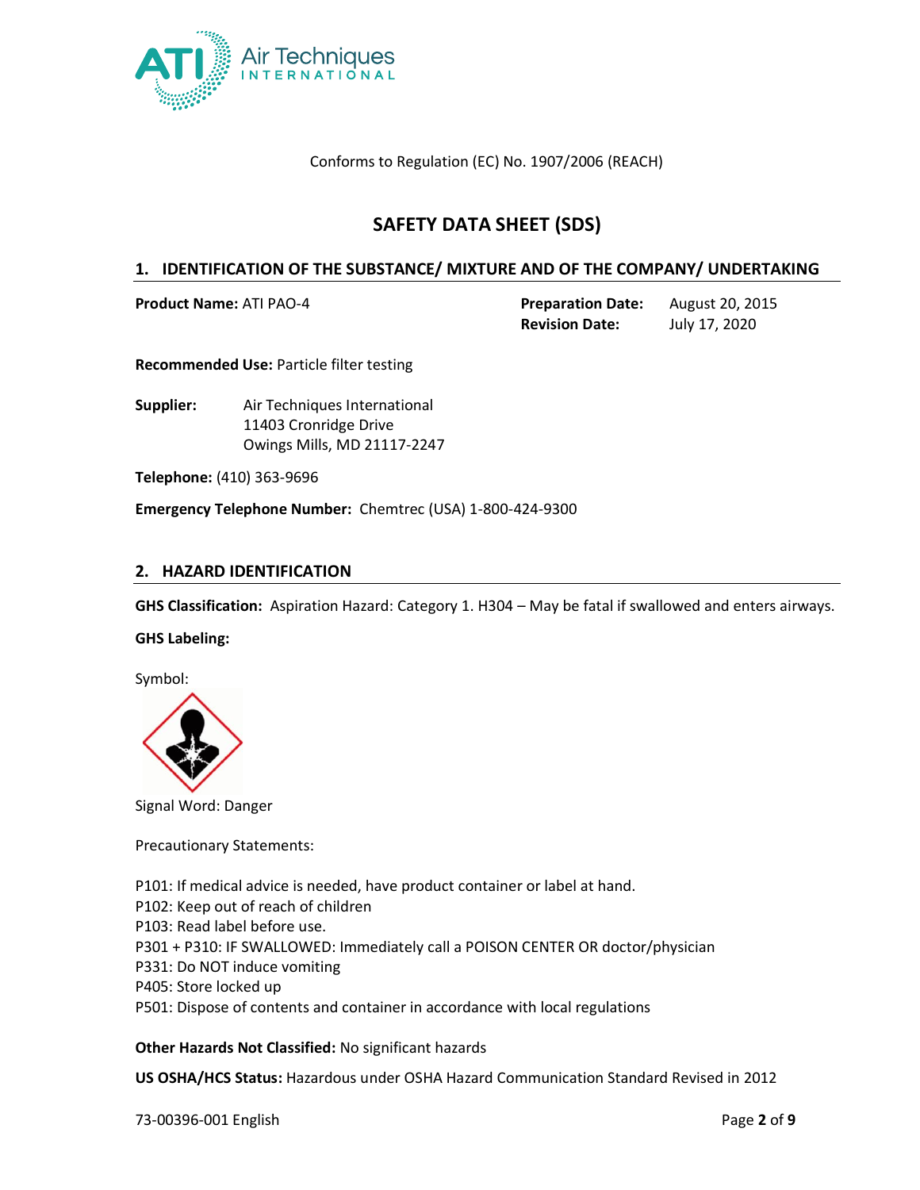Conforms to Regulation (EC) No. 1907/2006 (REACH)

# SAFETY DATA SHEET (SDS)

## 1. IDENTIFICATION OF THE SUBSTANCE/ MIXTURE AND OF THE COMPANY/ UNDERTAKING

**Product Name:** ATI PAO-4

**Preparation Date:** August 20, 2015
**Revision Date:** July 17, 2020

**Recommended Use:** Particle filter testing

**Supplier:** Air Techniques International
11403 Cronridge Drive
Owings Mills, MD 21117-2247

**Telephone:** (410) 363-9696

**Emergency Telephone Number:** Chemtrec (USA) 1-800-424-9300

## 2. HAZARD IDENTIFICATION

**GHS Classification:** Aspiration Hazard: Category 1. H304 – May be fatal if swallowed and enters airways.

**GHS Labeling:**

Symbol:

Signal Word: Danger

Precautionary Statements:

P101: If medical advice is needed, have product container or label at hand.
P102: Keep out of reach of children
P103: Read label before use.
P301 + P310: IF SWALLOWED: Immediately call a POISON CENTER OR doctor/physician
P331: Do NOT induce vomiting
P405: Store locked up
P501: Dispose of contents and container in accordance with local regulations

**Other Hazards Not Classified:** No significant hazards

**US OSHA/HCS Status:** Hazardous under OSHA Hazard Communication Standard Revised in 2012

73-00396-001 English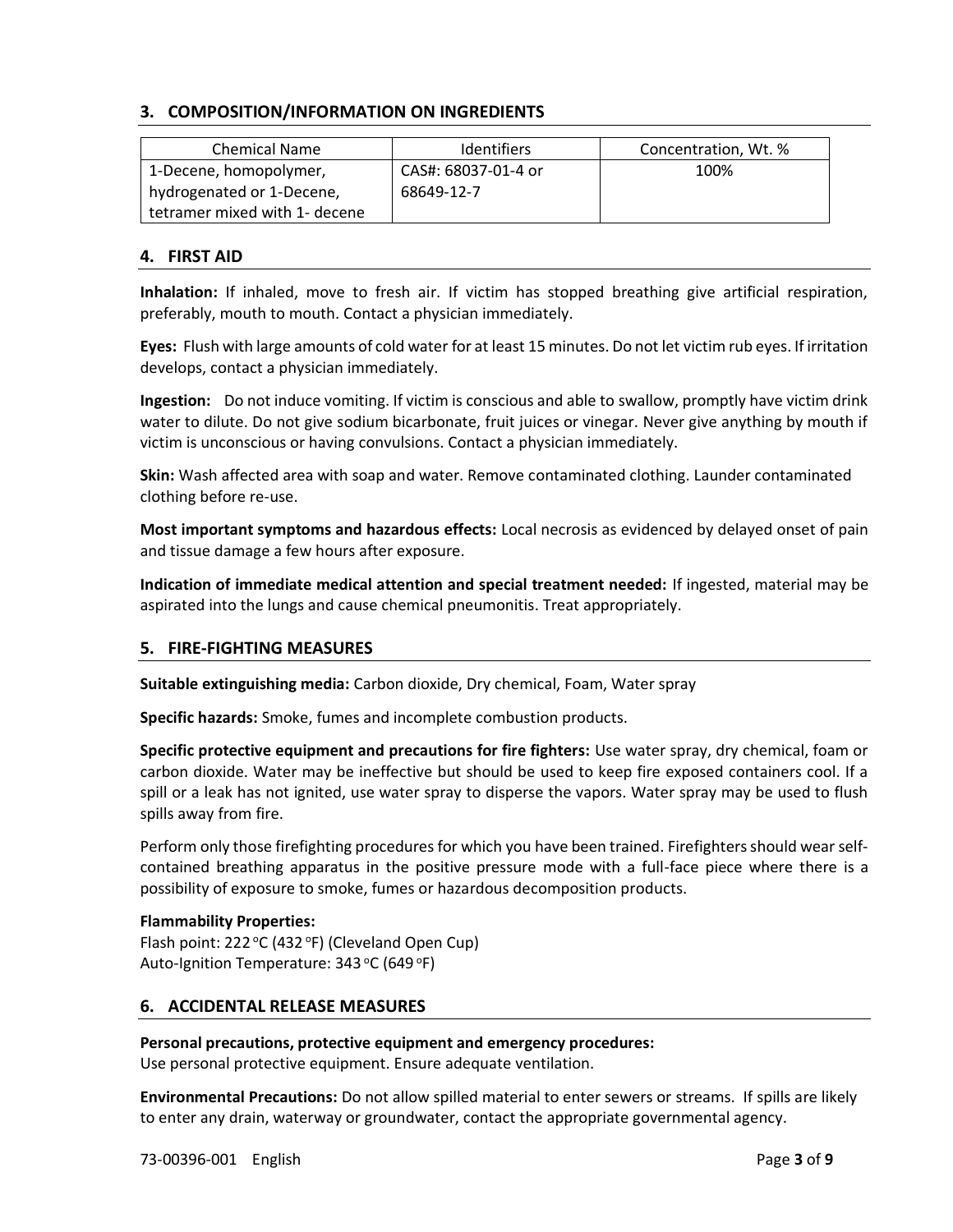## 3. COMPOSITION/INFORMATION ON INGREDIENTS

| Chemical Name | Identifiers | Concentration, Wt. % |
|---|---|---|
| 1-Decene, homopolymer, hydrogenated or 1-Decene, tetramer mixed with 1- decene | CAS#: 68037-01-4 or 68649-12-7 | 100% |

## 4. FIRST AID

**Inhalation:** If inhaled, move to fresh air. If victim has stopped breathing give artificial respiration, preferably, mouth to mouth. Contact a physician immediately.

**Eyes:** Flush with large amounts of cold water for at least 15 minutes. Do not let victim rub eyes. If irritation develops, contact a physician immediately.

**Ingestion:** Do not induce vomiting. If victim is conscious and able to swallow, promptly have victim drink water to dilute. Do not give sodium bicarbonate, fruit juices or vinegar. Never give anything by mouth if victim is unconscious or having convulsions. Contact a physician immediately.

**Skin:** Wash affected area with soap and water. Remove contaminated clothing. Launder contaminated clothing before re-use.

**Most important symptoms and hazardous effects:** Local necrosis as evidenced by delayed onset of pain and tissue damage a few hours after exposure.

**Indication of immediate medical attention and special treatment needed:** If ingested, material may be aspirated into the lungs and cause chemical pneumonitis. Treat appropriately.

## 5. FIRE-FIGHTING MEASURES

**Suitable extinguishing media:** Carbon dioxide, Dry chemical, Foam, Water spray

**Specific hazards:** Smoke, fumes and incomplete combustion products.

**Specific protective equipment and precautions for fire fighters:** Use water spray, dry chemical, foam or carbon dioxide. Water may be ineffective but should be used to keep fire exposed containers cool. If a spill or a leak has not ignited, use water spray to disperse the vapors. Water spray may be used to flush spills away from fire.

Perform only those firefighting procedures for which you have been trained. Firefighters should wear self-contained breathing apparatus in the positive pressure mode with a full-face piece where there is a possibility of exposure to smoke, fumes or hazardous decomposition products.

**Flammability Properties:**
Flash point: 222 °C (432 °F) (Cleveland Open Cup)
Auto-Ignition Temperature: 343 °C (649 °F)

## 6. ACCIDENTAL RELEASE MEASURES

**Personal precautions, protective equipment and emergency procedures:**
Use personal protective equipment. Ensure adequate ventilation.

**Environmental Precautions:** Do not allow spilled material to enter sewers or streams. If spills are likely to enter any drain, waterway or groundwater, contact the appropriate governmental agency.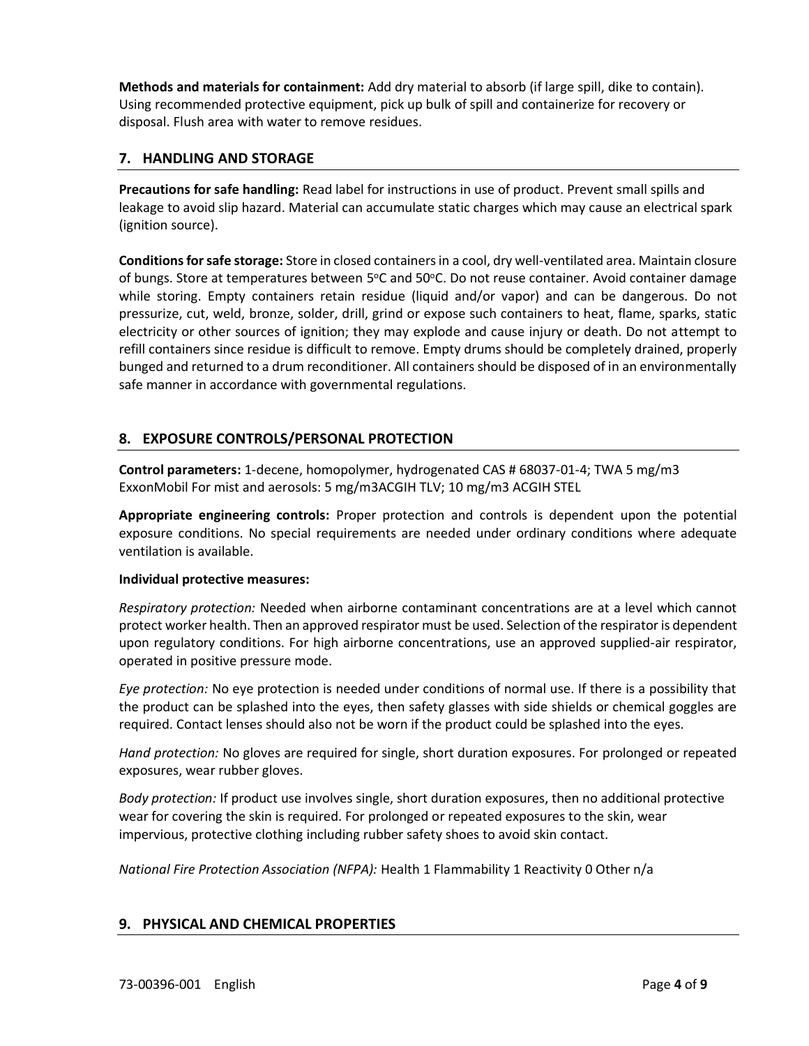**Methods and materials for containment:** Add dry material to absorb (if large spill, dike to contain). Using recommended protective equipment, pick up bulk of spill and containerize for recovery or disposal. Flush area with water to remove residues.

## 7. HANDLING AND STORAGE

**Precautions for safe handling:** Read label for instructions in use of product. Prevent small spills and leakage to avoid slip hazard. Material can accumulate static charges which may cause an electrical spark (ignition source).

**Conditions for safe storage:** Store in closed containers in a cool, dry well-ventilated area. Maintain closure of bungs. Store at temperatures between 5°C and 50°C. Do not reuse container. Avoid container damage while storing. Empty containers retain residue (liquid and/or vapor) and can be dangerous. Do not pressurize, cut, weld, bronze, solder, drill, grind or expose such containers to heat, flame, sparks, static electricity or other sources of ignition; they may explode and cause injury or death. Do not attempt to refill containers since residue is difficult to remove. Empty drums should be completely drained, properly bunged and returned to a drum reconditioner. All containers should be disposed of in an environmentally safe manner in accordance with governmental regulations.

## 8. EXPOSURE CONTROLS/PERSONAL PROTECTION

**Control parameters:** 1-decene, homopolymer, hydrogenated CAS # 68037-01-4; TWA 5 mg/m3 ExxonMobil For mist and aerosols: 5 mg/m3ACGIH TLV; 10 mg/m3 ACGIH STEL

**Appropriate engineering controls:** Proper protection and controls is dependent upon the potential exposure conditions. No special requirements are needed under ordinary conditions where adequate ventilation is available.

**Individual protective measures:**

*Respiratory protection:* Needed when airborne contaminant concentrations are at a level which cannot protect worker health. Then an approved respirator must be used. Selection of the respirator is dependent upon regulatory conditions. For high airborne concentrations, use an approved supplied-air respirator, operated in positive pressure mode.

*Eye protection:* No eye protection is needed under conditions of normal use. If there is a possibility that the product can be splashed into the eyes, then safety glasses with side shields or chemical goggles are required. Contact lenses should also not be worn if the product could be splashed into the eyes.

*Hand protection:* No gloves are required for single, short duration exposures. For prolonged or repeated exposures, wear rubber gloves.

*Body protection:* If product use involves single, short duration exposures, then no additional protective wear for covering the skin is required. For prolonged or repeated exposures to the skin, wear impervious, protective clothing including rubber safety shoes to avoid skin contact.

*National Fire Protection Association (NFPA):* Health 1 Flammability 1 Reactivity 0 Other n/a

## 9. PHYSICAL AND CHEMICAL PROPERTIES

73-00396-001 English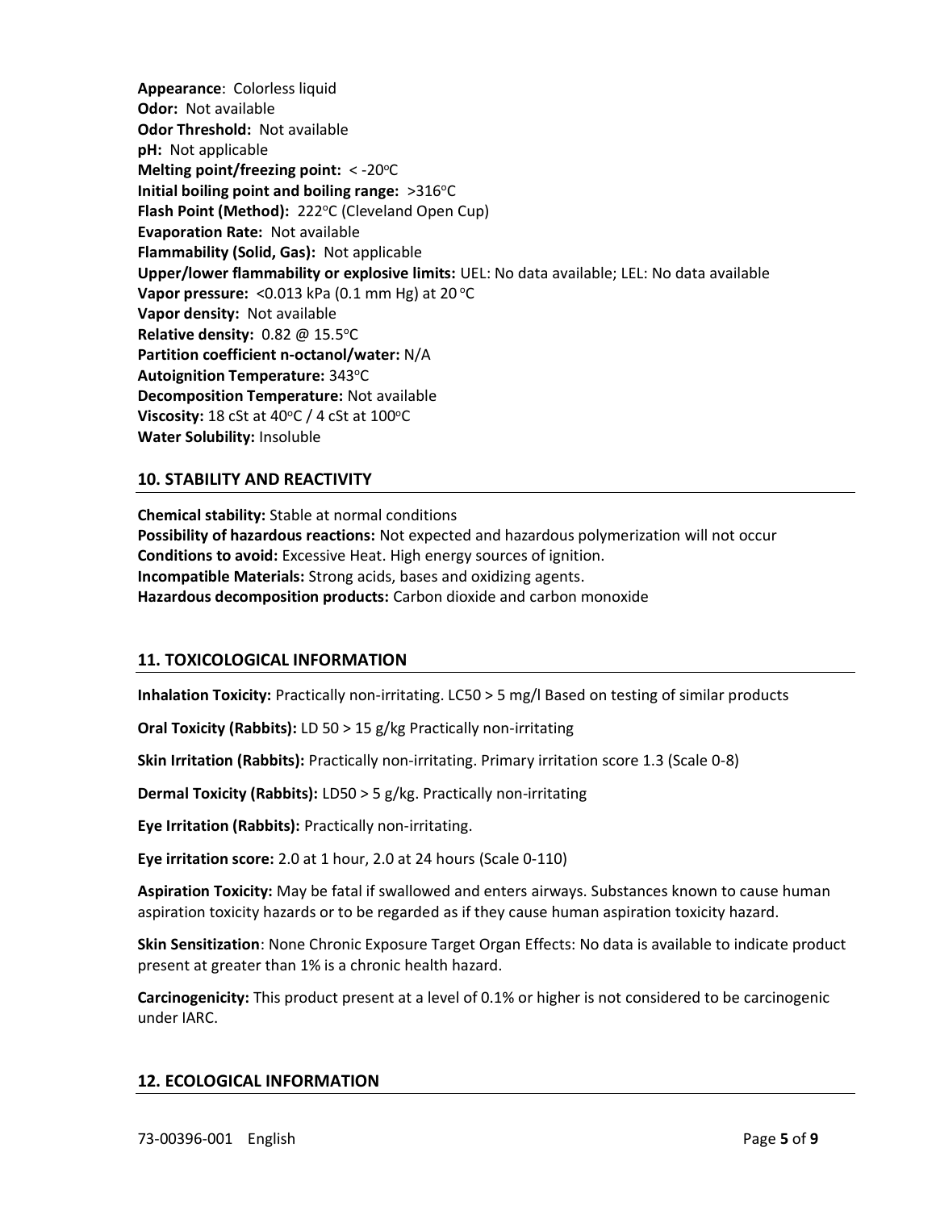**Appearance**: Colorless liquid
**Odor:** Not available
**Odor Threshold:** Not available
**pH:** Not applicable
**Melting point/freezing point:** < -20°C
**Initial boiling point and boiling range:** >316°C
**Flash Point (Method):** 222°C (Cleveland Open Cup)
**Evaporation Rate:** Not available
**Flammability (Solid, Gas):** Not applicable
**Upper/lower flammability or explosive limits:** UEL: No data available; LEL: No data available
**Vapor pressure:** <0.013 kPa (0.1 mm Hg) at 20 °C
**Vapor density:** Not available
**Relative density:** 0.82 @ 15.5°C
**Partition coefficient n-octanol/water:** N/A
**Autoignition Temperature:** 343°C
**Decomposition Temperature:** Not available
**Viscosity:** 18 cSt at 40°C / 4 cSt at 100°C
**Water Solubility:** Insoluble

## 10. STABILITY AND REACTIVITY

**Chemical stability:** Stable at normal conditions
**Possibility of hazardous reactions:** Not expected and hazardous polymerization will not occur
**Conditions to avoid:** Excessive Heat. High energy sources of ignition.
**Incompatible Materials:** Strong acids, bases and oxidizing agents.
**Hazardous decomposition products:** Carbon dioxide and carbon monoxide

## 11. TOXICOLOGICAL INFORMATION

**Inhalation Toxicity:** Practically non-irritating. LC50 > 5 mg/l Based on testing of similar products

**Oral Toxicity (Rabbits):** LD 50 > 15 g/kg Practically non-irritating

**Skin Irritation (Rabbits):** Practically non-irritating. Primary irritation score 1.3 (Scale 0-8)

**Dermal Toxicity (Rabbits):** LD50 > 5 g/kg. Practically non-irritating

**Eye Irritation (Rabbits):** Practically non-irritating.

**Eye irritation score:** 2.0 at 1 hour, 2.0 at 24 hours (Scale 0-110)

**Aspiration Toxicity:** May be fatal if swallowed and enters airways. Substances known to cause human aspiration toxicity hazards or to be regarded as if they cause human aspiration toxicity hazard.

**Skin Sensitization**: None Chronic Exposure Target Organ Effects: No data is available to indicate product present at greater than 1% is a chronic health hazard.

**Carcinogenicity:** This product present at a level of 0.1% or higher is not considered to be carcinogenic under IARC.

## 12. ECOLOGICAL INFORMATION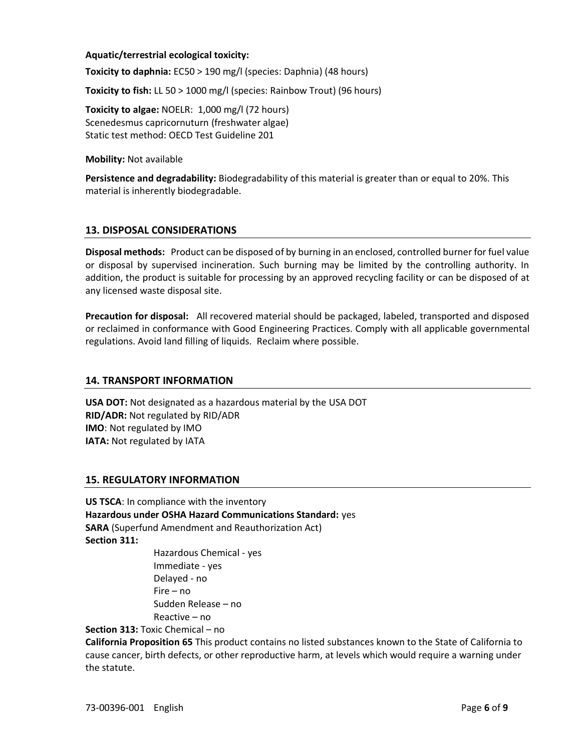**Aquatic/terrestrial ecological toxicity:**

**Toxicity to daphnia:** EC50 > 190 mg/l (species: Daphnia) (48 hours)

**Toxicity to fish:** LL 50 > 1000 mg/l (species: Rainbow Trout) (96 hours)

**Toxicity to algae:** NOELR: 1,000 mg/l (72 hours)
Scenedesmus capricornuturn (freshwater algae)
Static test method: OECD Test Guideline 201

**Mobility:** Not available

**Persistence and degradability:** Biodegradability of this material is greater than or equal to 20%. This material is inherently biodegradable.

## 13. DISPOSAL CONSIDERATIONS

**Disposal methods:** Product can be disposed of by burning in an enclosed, controlled burner for fuel value or disposal by supervised incineration. Such burning may be limited by the controlling authority. In addition, the product is suitable for processing by an approved recycling facility or can be disposed of at any licensed waste disposal site.

**Precaution for disposal:** All recovered material should be packaged, labeled, transported and disposed or reclaimed in conformance with Good Engineering Practices. Comply with all applicable governmental regulations. Avoid land filling of liquids. Reclaim where possible.

## 14. TRANSPORT INFORMATION

**USA DOT:** Not designated as a hazardous material by the USA DOT
**RID/ADR:** Not regulated by RID/ADR
**IMO**: Not regulated by IMO
**IATA:** Not regulated by IATA

## 15. REGULATORY INFORMATION

**US TSCA**: In compliance with the inventory
**Hazardous under OSHA Hazard Communications Standard:** yes
**SARA** (Superfund Amendment and Reauthorization Act)
**Section 311:**

- Hazardous Chemical - yes
- Immediate - yes
- Delayed - no
- Fire – no
- Sudden Release – no
- Reactive – no

**Section 313:** Toxic Chemical – no
**California Proposition 65** This product contains no listed substances known to the State of California to cause cancer, birth defects, or other reproductive harm, at levels which would require a warning under the statute.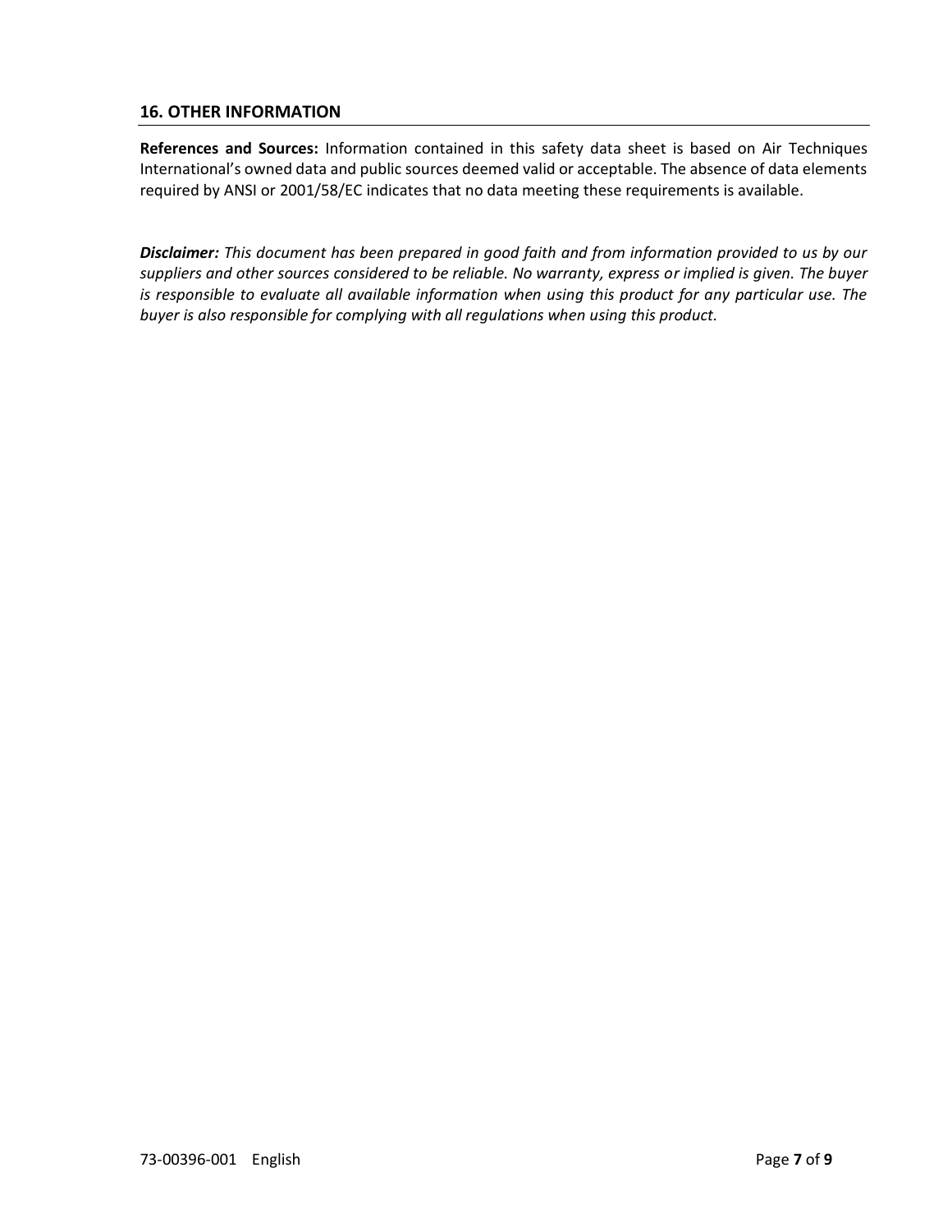## 16. OTHER INFORMATION

**References and Sources:** Information contained in this safety data sheet is based on Air Techniques International's owned data and public sources deemed valid or acceptable. The absence of data elements required by ANSI or 2001/58/EC indicates that no data meeting these requirements is available.

***Disclaimer:*** *This document has been prepared in good faith and from information provided to us by our suppliers and other sources considered to be reliable. No warranty, express or implied is given. The buyer is responsible to evaluate all available information when using this product for any particular use. The buyer is also responsible for complying with all regulations when using this product.*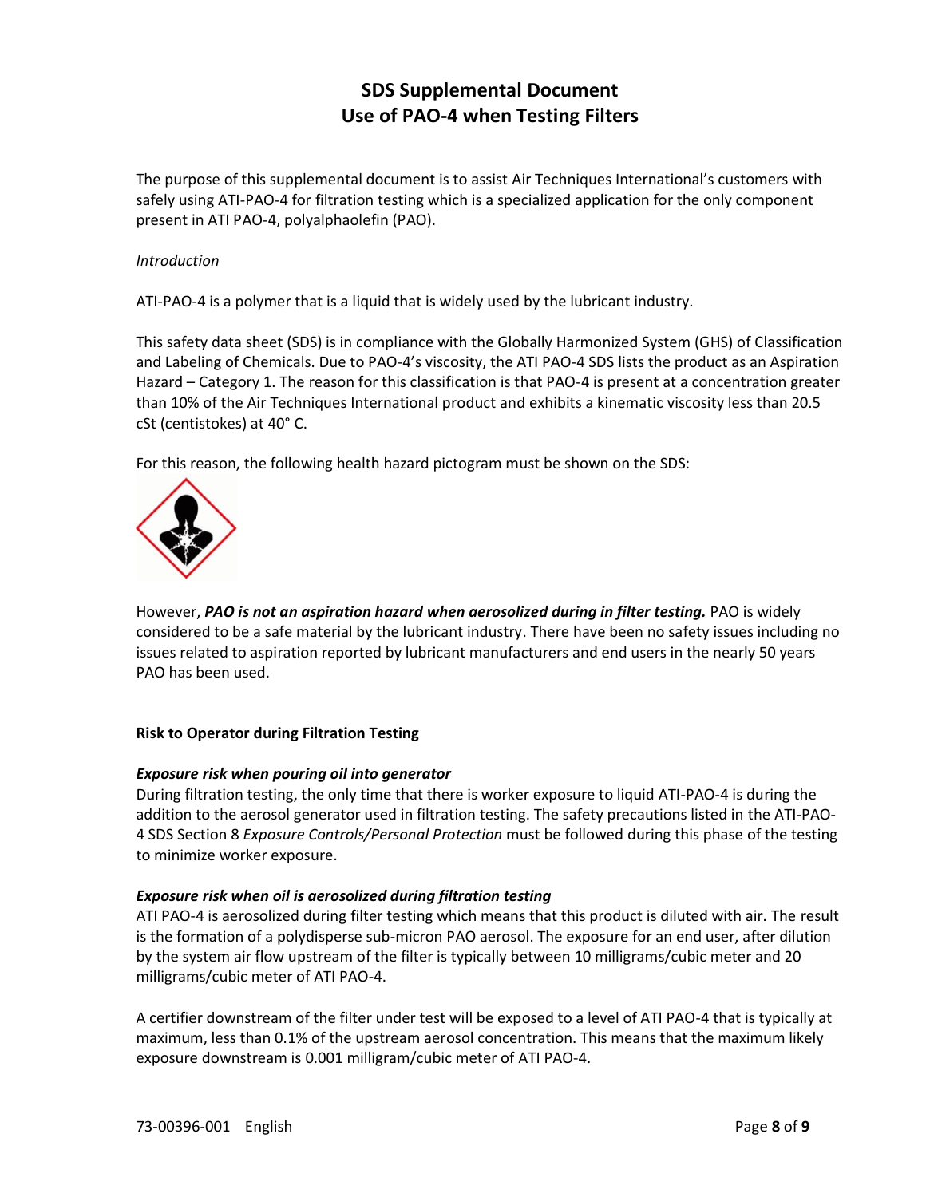# SDS Supplemental Document
# Use of PAO-4 when Testing Filters

The purpose of this supplemental document is to assist Air Techniques International's customers with safely using ATI-PAO-4 for filtration testing which is a specialized application for the only component present in ATI PAO-4, polyalphaolefin (PAO).

*Introduction*

ATI-PAO-4 is a polymer that is a liquid that is widely used by the lubricant industry.

This safety data sheet (SDS) is in compliance with the Globally Harmonized System (GHS) of Classification and Labeling of Chemicals. Due to PAO-4's viscosity, the ATI PAO-4 SDS lists the product as an Aspiration Hazard – Category 1. The reason for this classification is that PAO-4 is present at a concentration greater than 10% of the Air Techniques International product and exhibits a kinematic viscosity less than 20.5 cSt (centistokes) at 40° C.

For this reason, the following health hazard pictogram must be shown on the SDS:

However, ***PAO is not an aspiration hazard when aerosolized during in filter testing.*** PAO is widely considered to be a safe material by the lubricant industry. There have been no safety issues including no issues related to aspiration reported by lubricant manufacturers and end users in the nearly 50 years PAO has been used.

**Risk to Operator during Filtration Testing**

***Exposure risk when pouring oil into generator***

During filtration testing, the only time that there is worker exposure to liquid ATI-PAO-4 is during the addition to the aerosol generator used in filtration testing. The safety precautions listed in the ATI-PAO-4 SDS Section 8 *Exposure Controls/Personal Protection* must be followed during this phase of the testing to minimize worker exposure.

***Exposure risk when oil is aerosolized during filtration testing***

ATI PAO-4 is aerosolized during filter testing which means that this product is diluted with air. The result is the formation of a polydisperse sub-micron PAO aerosol. The exposure for an end user, after dilution by the system air flow upstream of the filter is typically between 10 milligrams/cubic meter and 20 milligrams/cubic meter of ATI PAO-4.

A certifier downstream of the filter under test will be exposed to a level of ATI PAO-4 that is typically at maximum, less than 0.1% of the upstream aerosol concentration. This means that the maximum likely exposure downstream is 0.001 milligram/cubic meter of ATI PAO-4.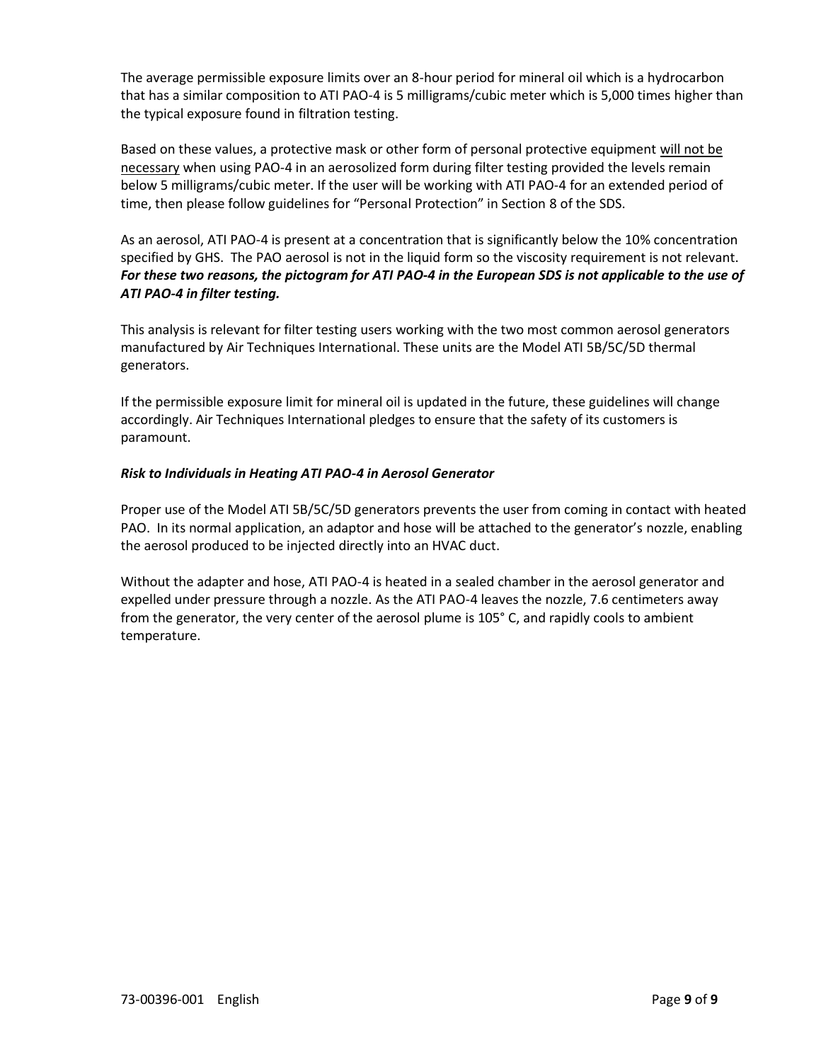The average permissible exposure limits over an 8-hour period for mineral oil which is a hydrocarbon that has a similar composition to ATI PAO-4 is 5 milligrams/cubic meter which is 5,000 times higher than the typical exposure found in filtration testing.

Based on these values, a protective mask or other form of personal protective equipment will not be necessary when using PAO-4 in an aerosolized form during filter testing provided the levels remain below 5 milligrams/cubic meter. If the user will be working with ATI PAO-4 for an extended period of time, then please follow guidelines for "Personal Protection" in Section 8 of the SDS.

As an aerosol, ATI PAO-4 is present at a concentration that is significantly below the 10% concentration specified by GHS. The PAO aerosol is not in the liquid form so the viscosity requirement is not relevant. ***For these two reasons, the pictogram for ATI PAO-4 in the European SDS is not applicable to the use of ATI PAO-4 in filter testing.***

This analysis is relevant for filter testing users working with the two most common aerosol generators manufactured by Air Techniques International. These units are the Model ATI 5B/5C/5D thermal generators.

If the permissible exposure limit for mineral oil is updated in the future, these guidelines will change accordingly. Air Techniques International pledges to ensure that the safety of its customers is paramount.

***Risk to Individuals in Heating ATI PAO-4 in Aerosol Generator***

Proper use of the Model ATI 5B/5C/5D generators prevents the user from coming in contact with heated PAO. In its normal application, an adaptor and hose will be attached to the generator's nozzle, enabling the aerosol produced to be injected directly into an HVAC duct.

Without the adapter and hose, ATI PAO-4 is heated in a sealed chamber in the aerosol generator and expelled under pressure through a nozzle. As the ATI PAO-4 leaves the nozzle, 7.6 centimeters away from the generator, the very center of the aerosol plume is 105° C, and rapidly cools to ambient temperature.